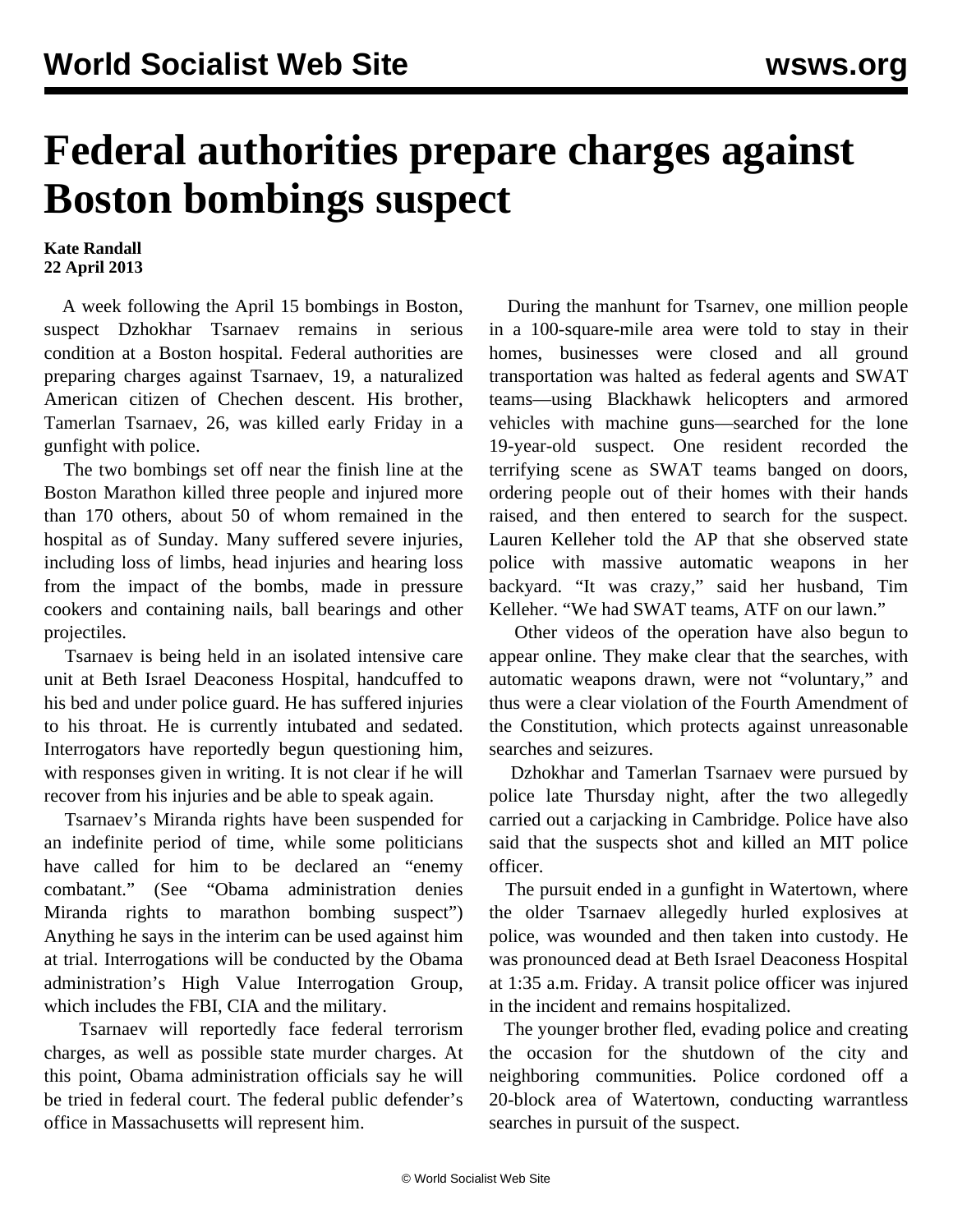# Federal authorities prepare charges against Boston bombings suspect

**Kate Randall**
**22 April 2013**

A week following the April 15 bombings in Boston, suspect Dzhokhar Tsarnaev remains in serious condition at a Boston hospital. Federal authorities are preparing charges against Tsarnaev, 19, a naturalized American citizen of Chechen descent. His brother, Tamerlan Tsarnaev, 26, was killed early Friday in a gunfight with police.

The two bombings set off near the finish line at the Boston Marathon killed three people and injured more than 170 others, about 50 of whom remained in the hospital as of Sunday. Many suffered severe injuries, including loss of limbs, head injuries and hearing loss from the impact of the bombs, made in pressure cookers and containing nails, ball bearings and other projectiles.

Tsarnaev is being held in an isolated intensive care unit at Beth Israel Deaconess Hospital, handcuffed to his bed and under police guard. He has suffered injuries to his throat. He is currently intubated and sedated. Interrogators have reportedly begun questioning him, with responses given in writing. It is not clear if he will recover from his injuries and be able to speak again.

Tsarnaev's Miranda rights have been suspended for an indefinite period of time, while some politicians have called for him to be declared an "enemy combatant." (See "Obama administration denies Miranda rights to marathon bombing suspect") Anything he says in the interim can be used against him at trial. Interrogations will be conducted by the Obama administration's High Value Interrogation Group, which includes the FBI, CIA and the military.

Tsarnaev will reportedly face federal terrorism charges, as well as possible state murder charges. At this point, Obama administration officials say he will be tried in federal court. The federal public defender's office in Massachusetts will represent him.

During the manhunt for Tsarnev, one million people in a 100-square-mile area were told to stay in their homes, businesses were closed and all ground transportation was halted as federal agents and SWAT teams—using Blackhawk helicopters and armored vehicles with machine guns—searched for the lone 19-year-old suspect. One resident recorded the terrifying scene as SWAT teams banged on doors, ordering people out of their homes with their hands raised, and then entered to search for the suspect. Lauren Kelleher told the AP that she observed state police with massive automatic weapons in her backyard. "It was crazy," said her husband, Tim Kelleher. "We had SWAT teams, ATF on our lawn."

Other videos of the operation have also begun to appear online. They make clear that the searches, with automatic weapons drawn, were not "voluntary," and thus were a clear violation of the Fourth Amendment of the Constitution, which protects against unreasonable searches and seizures.

Dzhokhar and Tamerlan Tsarnaev were pursued by police late Thursday night, after the two allegedly carried out a carjacking in Cambridge. Police have also said that the suspects shot and killed an MIT police officer.

The pursuit ended in a gunfight in Watertown, where the older Tsarnaev allegedly hurled explosives at police, was wounded and then taken into custody. He was pronounced dead at Beth Israel Deaconess Hospital at 1:35 a.m. Friday. A transit police officer was injured in the incident and remains hospitalized.

The younger brother fled, evading police and creating the occasion for the shutdown of the city and neighboring communities. Police cordoned off a 20-block area of Watertown, conducting warrantless searches in pursuit of the suspect.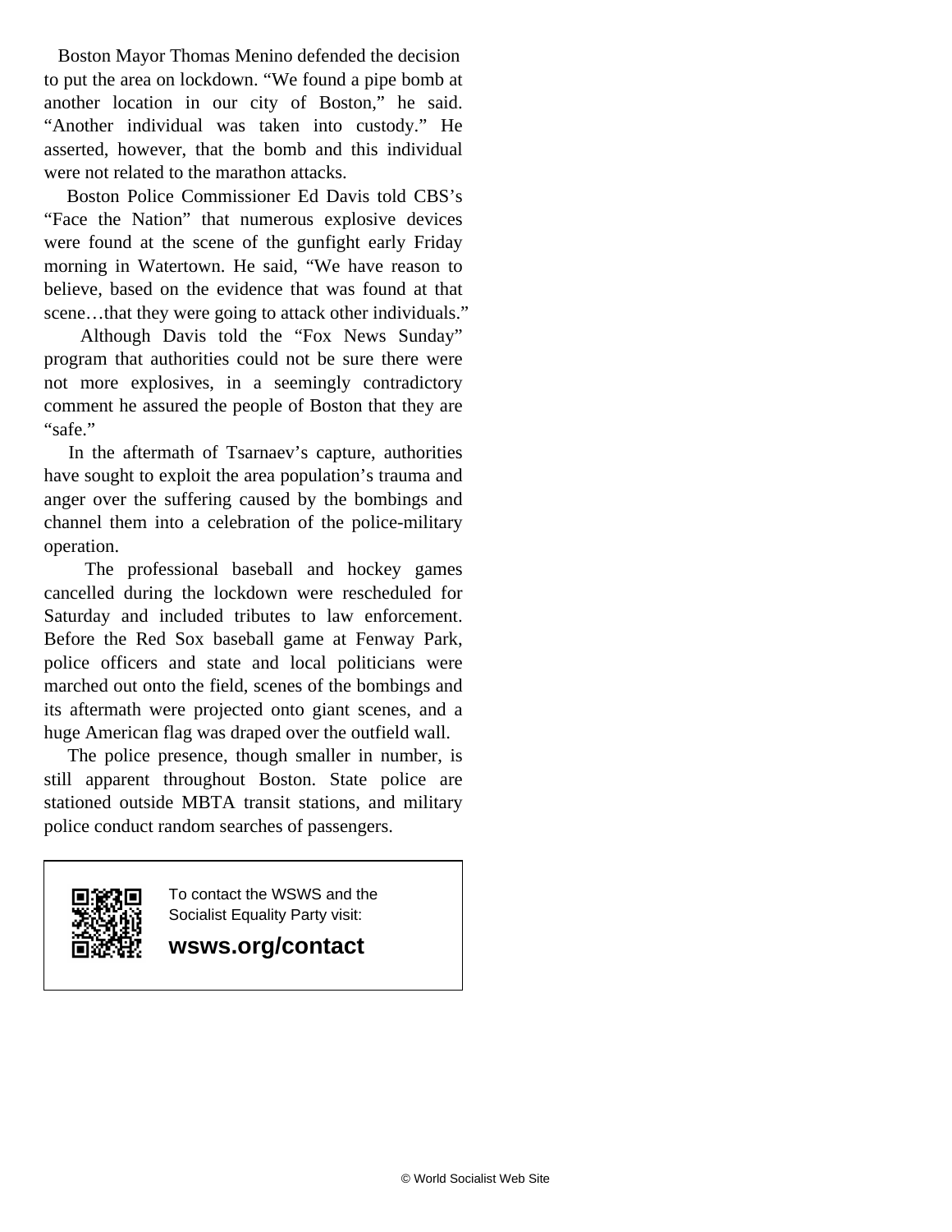Boston Mayor Thomas Menino defended the decision to put the area on lockdown. "We found a pipe bomb at another location in our city of Boston," he said. "Another individual was taken into custody." He asserted, however, that the bomb and this individual were not related to the marathon attacks.

Boston Police Commissioner Ed Davis told CBS's "Face the Nation" that numerous explosive devices were found at the scene of the gunfight early Friday morning in Watertown. He said, "We have reason to believe, based on the evidence that was found at that scene…that they were going to attack other individuals."

Although Davis told the "Fox News Sunday" program that authorities could not be sure there were not more explosives, in a seemingly contradictory comment he assured the people of Boston that they are "safe."

In the aftermath of Tsarnaev's capture, authorities have sought to exploit the area population's trauma and anger over the suffering caused by the bombings and channel them into a celebration of the police-military operation.

The professional baseball and hockey games cancelled during the lockdown were rescheduled for Saturday and included tributes to law enforcement. Before the Red Sox baseball game at Fenway Park, police officers and state and local politicians were marched out onto the field, scenes of the bombings and its aftermath were projected onto giant scenes, and a huge American flag was draped over the outfield wall.

The police presence, though smaller in number, is still apparent throughout Boston. State police are stationed outside MBTA transit stations, and military police conduct random searches of passengers.

To contact the WSWS and the Socialist Equality Party visit:

**wsws.org/contact**